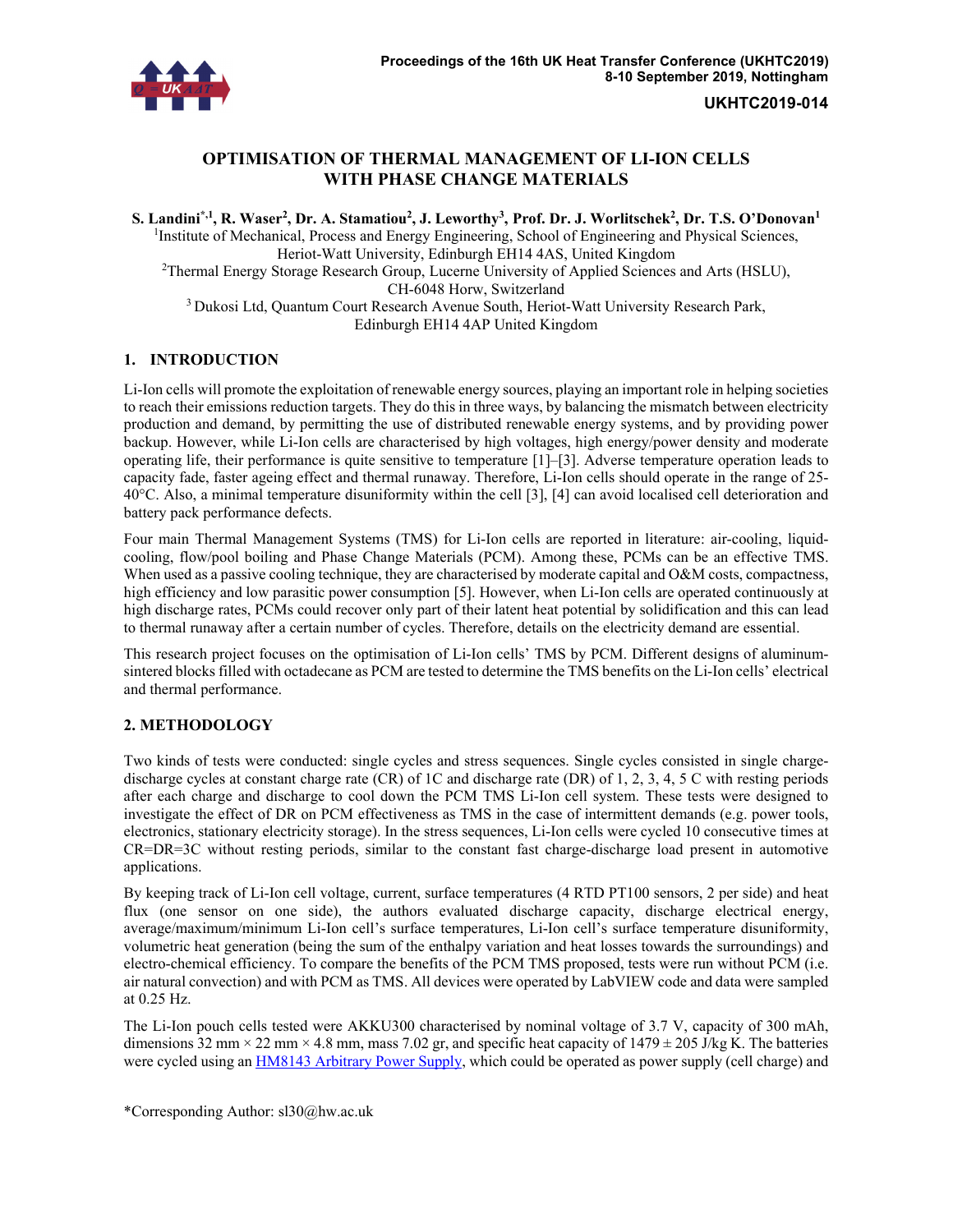# OPTIMISATION OF THERMAL MANAGEMENT OF LI-ION CELLS WITH PHASE CHANGE MATERIALS

**S. Landini[*,1], R. Waser[2], Dr. A. Stamatiou[2], J. Leworthy[3], Prof. Dr. J. Worlitschek[2], Dr. T.S. O'Donovan[1]**

[1]Institute of Mechanical, Process and Energy Engineering, School of Engineering and Physical Sciences, Heriot-Watt University, Edinburgh EH14 4AS, United Kingdom

[2]Thermal Energy Storage Research Group, Lucerne University of Applied Sciences and Arts (HSLU), CH-6048 Horw, Switzerland

[3] Dukosi Ltd, Quantum Court Research Avenue South, Heriot-Watt University Research Park, Edinburgh EH14 4AP United Kingdom

## 1. INTRODUCTION

Li-Ion cells will promote the exploitation of renewable energy sources, playing an important role in helping societies to reach their emissions reduction targets. They do this in three ways, by balancing the mismatch between electricity production and demand, by permitting the use of distributed renewable energy systems, and by providing power backup. However, while Li-Ion cells are characterised by high voltages, high energy/power density and moderate operating life, their performance is quite sensitive to temperature [1]–[3]. Adverse temperature operation leads to capacity fade, faster ageing effect and thermal runaway. Therefore, Li-Ion cells should operate in the range of 25-40°C. Also, a minimal temperature disuniformity within the cell [3], [4] can avoid localised cell deterioration and battery pack performance defects.

Four main Thermal Management Systems (TMS) for Li-Ion cells are reported in literature: air-cooling, liquid-cooling, flow/pool boiling and Phase Change Materials (PCM). Among these, PCMs can be an effective TMS. When used as a passive cooling technique, they are characterised by moderate capital and O&M costs, compactness, high efficiency and low parasitic power consumption [5]. However, when Li-Ion cells are operated continuously at high discharge rates, PCMs could recover only part of their latent heat potential by solidification and this can lead to thermal runaway after a certain number of cycles. Therefore, details on the electricity demand are essential.

This research project focuses on the optimisation of Li-Ion cells' TMS by PCM. Different designs of aluminum-sintered blocks filled with octadecane as PCM are tested to determine the TMS benefits on the Li-Ion cells' electrical and thermal performance.

## 2. METHODOLOGY

Two kinds of tests were conducted: single cycles and stress sequences. Single cycles consisted in single charge-discharge cycles at constant charge rate (CR) of 1C and discharge rate (DR) of 1, 2, 3, 4, 5 C with resting periods after each charge and discharge to cool down the PCM TMS Li-Ion cell system. These tests were designed to investigate the effect of DR on PCM effectiveness as TMS in the case of intermittent demands (e.g. power tools, electronics, stationary electricity storage). In the stress sequences, Li-Ion cells were cycled 10 consecutive times at CR=DR=3C without resting periods, similar to the constant fast charge-discharge load present in automotive applications.

By keeping track of Li-Ion cell voltage, current, surface temperatures (4 RTD PT100 sensors, 2 per side) and heat flux (one sensor on one side), the authors evaluated discharge capacity, discharge electrical energy, average/maximum/minimum Li-Ion cell's surface temperatures, Li-Ion cell's surface temperature disuniformity, volumetric heat generation (being the sum of the enthalpy variation and heat losses towards the surroundings) and electro-chemical efficiency. To compare the benefits of the PCM TMS proposed, tests were run without PCM (i.e. air natural convection) and with PCM as TMS. All devices were operated by LabVIEW code and data were sampled at 0.25 Hz.

The Li-Ion pouch cells tested were AKKU300 characterised by nominal voltage of 3.7 V, capacity of 300 mAh, dimensions 32 mm × 22 mm × 4.8 mm, mass 7.02 gr, and specific heat capacity of 1479 ± 205 J/kg K. The batteries were cycled using an HM8143 Arbitrary Power Supply, which could be operated as power supply (cell charge) and

*Corresponding Author: sl30@hw.ac.uk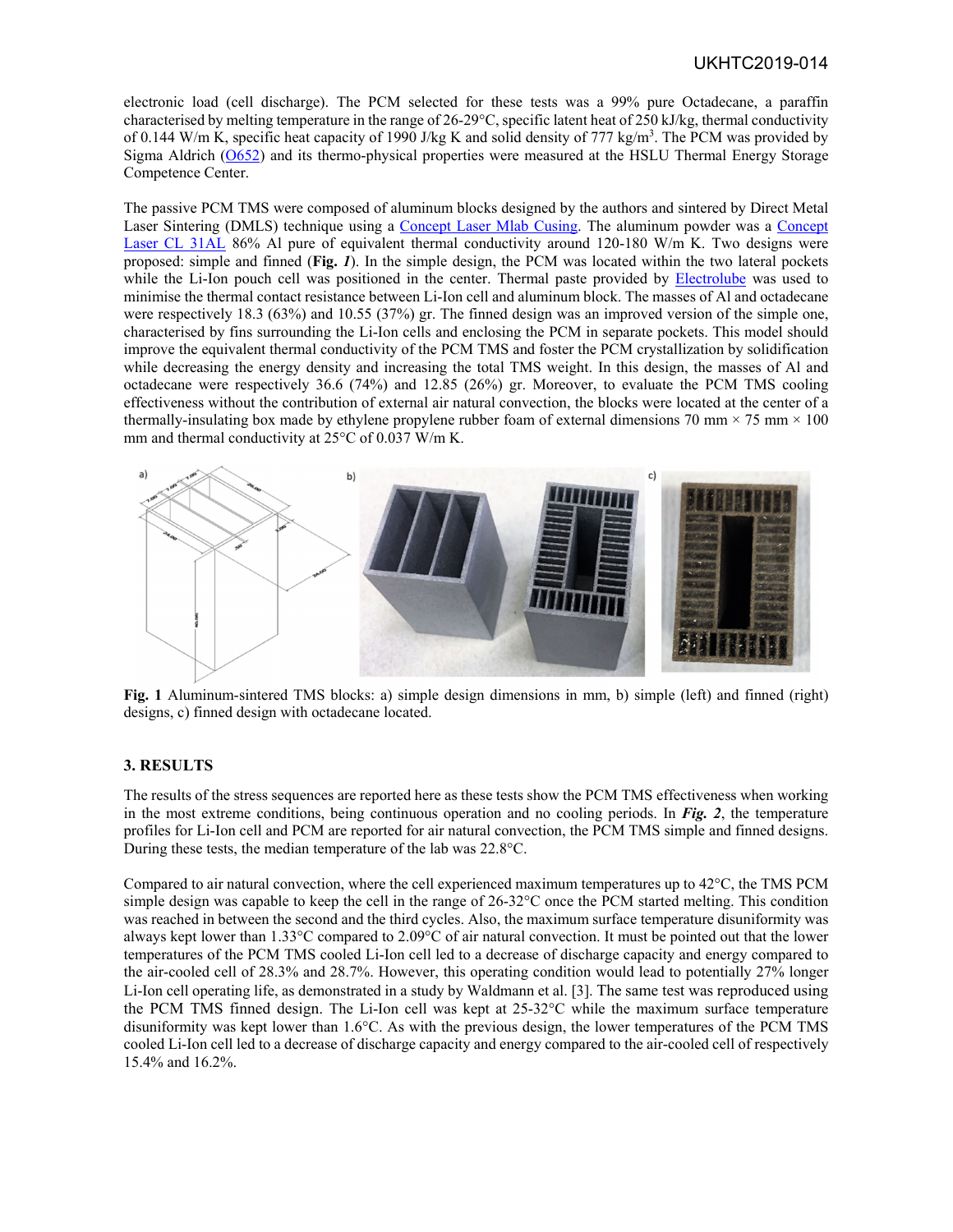electronic load (cell discharge). The PCM selected for these tests was a 99% pure Octadecane, a paraffin characterised by melting temperature in the range of 26-29°C, specific latent heat of 250 kJ/kg, thermal conductivity of 0.144 W/m K, specific heat capacity of 1990 J/kg K and solid density of 777 kg/m$^3$. The PCM was provided by Sigma Aldrich (O652) and its thermo-physical properties were measured at the HSLU Thermal Energy Storage Competence Center.

The passive PCM TMS were composed of aluminum blocks designed by the authors and sintered by Direct Metal Laser Sintering (DMLS) technique using a Concept Laser Mlab Cusing. The aluminum powder was a Concept Laser CL 31AL 86% Al pure of equivalent thermal conductivity around 120-180 W/m K. Two designs were proposed: simple and finned (**Fig. *1***). In the simple design, the PCM was located within the two lateral pockets while the Li-Ion pouch cell was positioned in the center. Thermal paste provided by Electrolube was used to minimise the thermal contact resistance between Li-Ion cell and aluminum block. The masses of Al and octadecane were respectively 18.3 (63%) and 10.55 (37%) gr. The finned design was an improved version of the simple one, characterised by fins surrounding the Li-Ion cells and enclosing the PCM in separate pockets. This model should improve the equivalent thermal conductivity of the PCM TMS and foster the PCM crystallization by solidification while decreasing the energy density and increasing the total TMS weight. In this design, the masses of Al and octadecane were respectively 36.6 (74%) and 12.85 (26%) gr. Moreover, to evaluate the PCM TMS cooling effectiveness without the contribution of external air natural convection, the blocks were located at the center of a thermally-insulating box made by ethylene propylene rubber foam of external dimensions 70 mm × 75 mm × 100 mm and thermal conductivity at 25°C of 0.037 W/m K.

**Fig. 1** Aluminum-sintered TMS blocks: a) simple design dimensions in mm, b) simple (left) and finned (right) designs, c) finned design with octadecane located.

### 3. RESULTS

The results of the stress sequences are reported here as these tests show the PCM TMS effectiveness when working in the most extreme conditions, being continuous operation and no cooling periods. In ***Fig. 2***, the temperature profiles for Li-Ion cell and PCM are reported for air natural convection, the PCM TMS simple and finned designs. During these tests, the median temperature of the lab was 22.8°C.

Compared to air natural convection, where the cell experienced maximum temperatures up to 42°C, the TMS PCM simple design was capable to keep the cell in the range of 26-32°C once the PCM started melting. This condition was reached in between the second and the third cycles. Also, the maximum surface temperature disuniformity was always kept lower than 1.33°C compared to 2.09°C of air natural convection. It must be pointed out that the lower temperatures of the PCM TMS cooled Li-Ion cell led to a decrease of discharge capacity and energy compared to the air-cooled cell of 28.3% and 28.7%. However, this operating condition would lead to potentially 27% longer Li-Ion cell operating life, as demonstrated in a study by Waldmann et al. [3]. The same test was reproduced using the PCM TMS finned design. The Li-Ion cell was kept at 25-32°C while the maximum surface temperature disuniformity was kept lower than 1.6°C. As with the previous design, the lower temperatures of the PCM TMS cooled Li-Ion cell led to a decrease of discharge capacity and energy compared to the air-cooled cell of respectively 15.4% and 16.2%.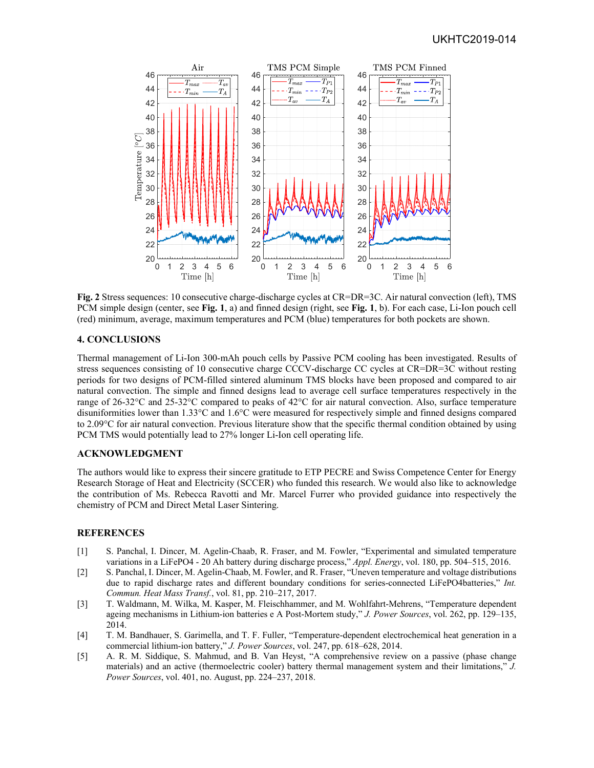Air

TMS PCM Simple

TMS PCM Finned

Temperature $[^{\circ}C]$

46
44
42
40
38
36
34
32
30
28
26
24
22
20

Time [h]

0 1 2 3 4 5 6

$T_{max}$ $T_{av}$ $T_{min}$ $T_A$

$T_{max}$ $T_{P1}$ $T_{min}$ $T_{P2}$ $T_{av}$ $T_A$

**Fig. 2** Stress sequences: 10 consecutive charge-discharge cycles at CR=DR=3C. Air natural convection (left), TMS PCM simple design (center, see **Fig. 1**, a) and finned design (right, see **Fig. 1**, b). For each case, Li-Ion pouch cell (red) minimum, average, maximum temperatures and PCM (blue) temperatures for both pockets are shown.

## 4. CONCLUSIONS

Thermal management of Li-Ion 300-mAh pouch cells by Passive PCM cooling has been investigated. Results of stress sequences consisting of 10 consecutive charge CCCV-discharge CC cycles at CR=DR=3C without resting periods for two designs of PCM-filled sintered aluminum TMS blocks have been proposed and compared to air natural convection. The simple and finned designs lead to average cell surface temperatures respectively in the range of 26-32°C and 25-32°C compared to peaks of 42°C for air natural convection. Also, surface temperature disuniformities lower than 1.33°C and 1.6°C were measured for respectively simple and finned designs compared to 2.09°C for air natural convection. Previous literature show that the specific thermal condition obtained by using PCM TMS would potentially lead to 27% longer Li-Ion cell operating life.

## ACKNOWLEDGMENT

The authors would like to express their sincere gratitude to ETP PECRE and Swiss Competence Center for Energy Research Storage of Heat and Electricity (SCCER) who funded this research. We would also like to acknowledge the contribution of Ms. Rebecca Ravotti and Mr. Marcel Furrer who provided guidance into respectively the chemistry of PCM and Direct Metal Laser Sintering.

## REFERENCES

[1] S. Panchal, I. Dincer, M. Agelin-Chaab, R. Fraser, and M. Fowler, "Experimental and simulated temperature variations in a LiFePO4 - 20 Ah battery during discharge process," *Appl. Energy*, vol. 180, pp. 504–515, 2016.

[2] S. Panchal, I. Dincer, M. Agelin-Chaab, M. Fowler, and R. Fraser, "Uneven temperature and voltage distributions due to rapid discharge rates and different boundary conditions for series-connected LiFePO4batteries," *Int. Commun. Heat Mass Transf.*, vol. 81, pp. 210–217, 2017.

[3] T. Waldmann, M. Wilka, M. Kasper, M. Fleischhammer, and M. Wohlfahrt-Mehrens, "Temperature dependent ageing mechanisms in Lithium-ion batteries e A Post-Mortem study," *J. Power Sources*, vol. 262, pp. 129–135, 2014.

[4] T. M. Bandhauer, S. Garimella, and T. F. Fuller, "Temperature-dependent electrochemical heat generation in a commercial lithium-ion battery," *J. Power Sources*, vol. 247, pp. 618–628, 2014.

[5] A. R. M. Siddique, S. Mahmud, and B. Van Heyst, "A comprehensive review on a passive (phase change materials) and an active (thermoelectric cooler) battery thermal management system and their limitations," *J. Power Sources*, vol. 401, no. August, pp. 224–237, 2018.